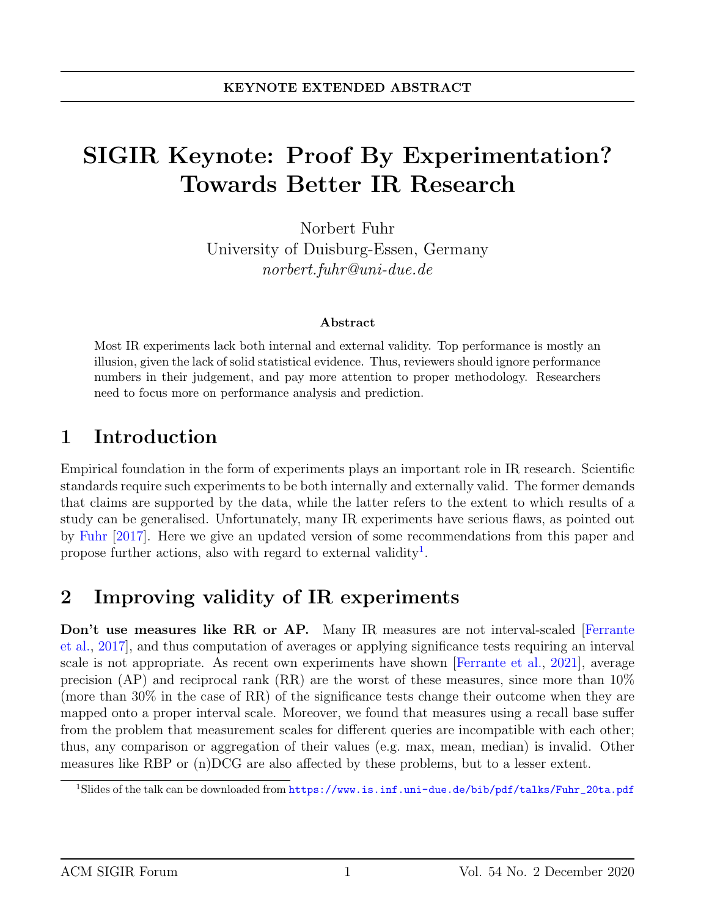KEYNOTE EXTENDED ABSTRACT

# SIGIR Keynote: Proof By Experimentation? Towards Better IR Research

Norbert Fuhr
University of Duisburg-Essen, Germany
*norbert.fuhr@uni-due.de*

### Abstract

Most IR experiments lack both internal and external validity. Top performance is mostly an illusion, given the lack of solid statistical evidence. Thus, reviewers should ignore performance numbers in their judgement, and pay more attention to proper methodology. Researchers need to focus more on performance analysis and prediction.

## 1 Introduction

Empirical foundation in the form of experiments plays an important role in IR research. Scientific standards require such experiments to be both internally and externally valid. The former demands that claims are supported by the data, while the latter refers to the extent to which results of a study can be generalised. Unfortunately, many IR experiments have serious flaws, as pointed out by Fuhr [2017]. Here we give an updated version of some recommendations from this paper and propose further actions, also with regard to external validity[1].

## 2 Improving validity of IR experiments

**Don't use measures like RR or AP.** Many IR measures are not interval-scaled [Ferrante et al., 2017], and thus computation of averages or applying significance tests requiring an interval scale is not appropriate. As recent own experiments have shown [Ferrante et al., 2021], average precision (AP) and reciprocal rank (RR) are the worst of these measures, since more than 10% (more than 30% in the case of RR) of the significance tests change their outcome when they are mapped onto a proper interval scale. Moreover, we found that measures using a recall base suffer from the problem that measurement scales for different queries are incompatible with each other; thus, any comparison or aggregation of their values (e.g. max, mean, median) is invalid. Other measures like RBP or (n)DCG are also affected by these problems, but to a lesser extent.

[1] Slides of the talk can be downloaded from https://www.is.inf.uni-due.de/bib/pdf/talks/Fuhr_20ta.pdf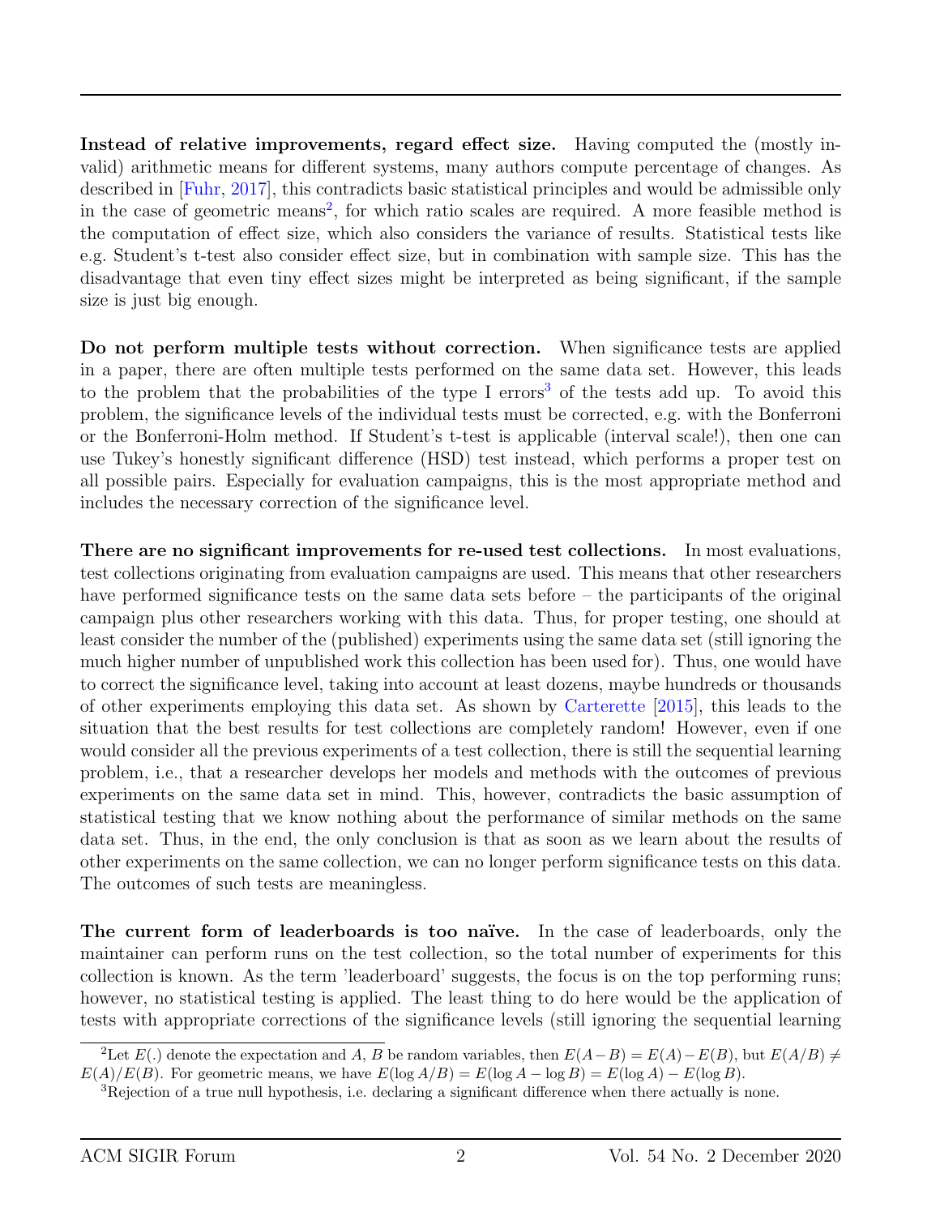**Instead of relative improvements, regard effect size.** Having computed the (mostly invalid) arithmetic means for different systems, many authors compute percentage of changes. As described in [Fuhr, 2017], this contradicts basic statistical principles and would be admissible only in the case of geometric means[2], for which ratio scales are required. A more feasible method is the computation of effect size, which also considers the variance of results. Statistical tests like e.g. Student's t-test also consider effect size, but in combination with sample size. This has the disadvantage that even tiny effect sizes might be interpreted as being significant, if the sample size is just big enough.

**Do not perform multiple tests without correction.** When significance tests are applied in a paper, there are often multiple tests performed on the same data set. However, this leads to the problem that the probabilities of the type I errors[3] of the tests add up. To avoid this problem, the significance levels of the individual tests must be corrected, e.g. with the Bonferroni or the Bonferroni-Holm method. If Student's t-test is applicable (interval scale!), then one can use Tukey's honestly significant difference (HSD) test instead, which performs a proper test on all possible pairs. Especially for evaluation campaigns, this is the most appropriate method and includes the necessary correction of the significance level.

**There are no significant improvements for re-used test collections.** In most evaluations, test collections originating from evaluation campaigns are used. This means that other researchers have performed significance tests on the same data sets before – the participants of the original campaign plus other researchers working with this data. Thus, for proper testing, one should at least consider the number of the (published) experiments using the same data set (still ignoring the much higher number of unpublished work this collection has been used for). Thus, one would have to correct the significance level, taking into account at least dozens, maybe hundreds or thousands of other experiments employing this data set. As shown by Carterette [2015], this leads to the situation that the best results for test collections are completely random! However, even if one would consider all the previous experiments of a test collection, there is still the sequential learning problem, i.e., that a researcher develops her models and methods with the outcomes of previous experiments on the same data set in mind. This, however, contradicts the basic assumption of statistical testing that we know nothing about the performance of similar methods on the same data set. Thus, in the end, the only conclusion is that as soon as we learn about the results of other experiments on the same collection, we can no longer perform significance tests on this data. The outcomes of such tests are meaningless.

**The current form of leaderboards is too naïve.** In the case of leaderboards, only the maintainer can perform runs on the test collection, so the total number of experiments for this collection is known. As the term 'leaderboard' suggests, the focus is on the top performing runs; however, no statistical testing is applied. The least thing to do here would be the application of tests with appropriate corrections of the significance levels (still ignoring the sequential learning

---

[2] Let $E(.)$ denote the expectation and $A$, $B$ be random variables, then $E(A-B) = E(A) - E(B)$, but $E(A/B) \neq E(A)/E(B)$. For geometric means, we have $E(\log A/B) = E(\log A - \log B) = E(\log A) - E(\log B)$.

[3] Rejection of a true null hypothesis, i.e. declaring a significant difference when there actually is none.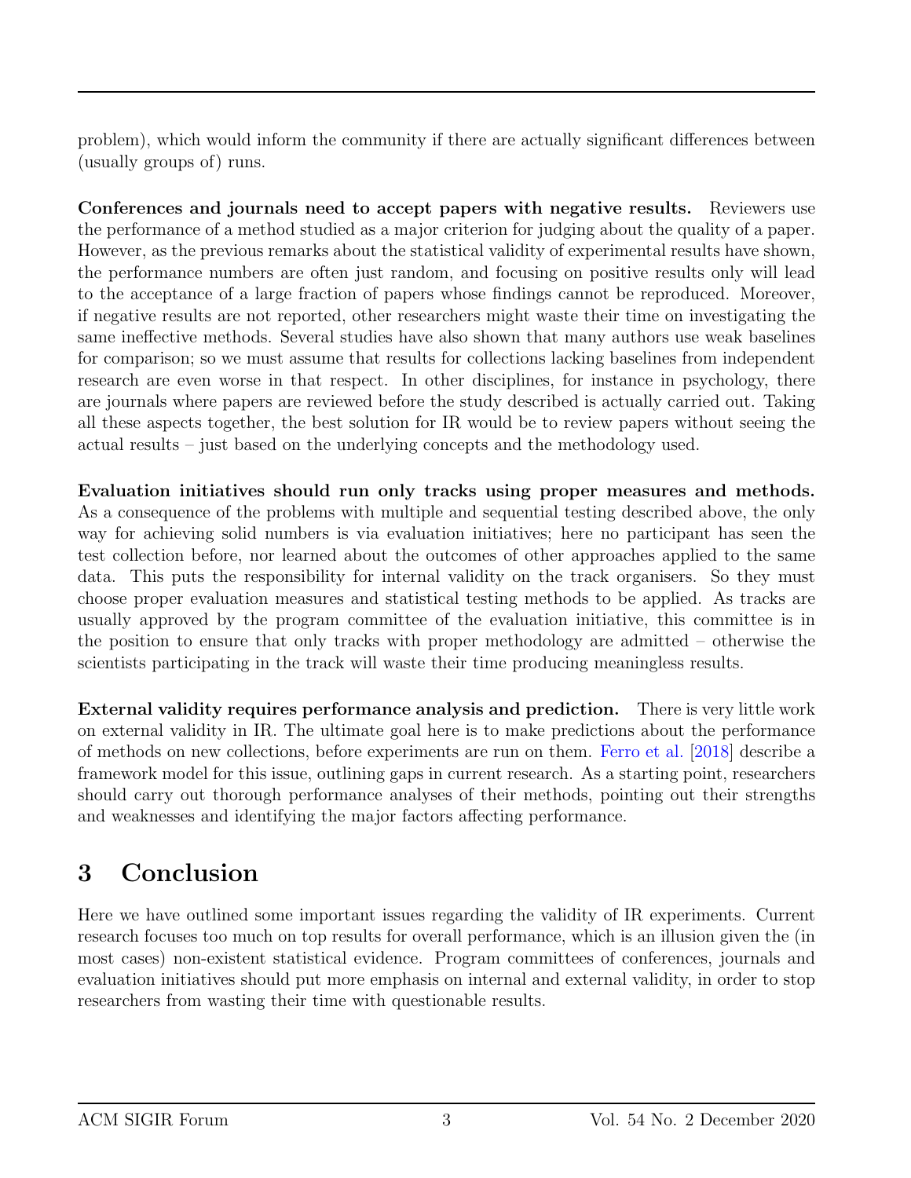problem), which would inform the community if there are actually significant differences between (usually groups of) runs.

**Conferences and journals need to accept papers with negative results.** Reviewers use the performance of a method studied as a major criterion for judging about the quality of a paper. However, as the previous remarks about the statistical validity of experimental results have shown, the performance numbers are often just random, and focusing on positive results only will lead to the acceptance of a large fraction of papers whose findings cannot be reproduced. Moreover, if negative results are not reported, other researchers might waste their time on investigating the same ineffective methods. Several studies have also shown that many authors use weak baselines for comparison; so we must assume that results for collections lacking baselines from independent research are even worse in that respect. In other disciplines, for instance in psychology, there are journals where papers are reviewed before the study described is actually carried out. Taking all these aspects together, the best solution for IR would be to review papers without seeing the actual results – just based on the underlying concepts and the methodology used.

**Evaluation initiatives should run only tracks using proper measures and methods.** As a consequence of the problems with multiple and sequential testing described above, the only way for achieving solid numbers is via evaluation initiatives; here no participant has seen the test collection before, nor learned about the outcomes of other approaches applied to the same data. This puts the responsibility for internal validity on the track organisers. So they must choose proper evaluation measures and statistical testing methods to be applied. As tracks are usually approved by the program committee of the evaluation initiative, this committee is in the position to ensure that only tracks with proper methodology are admitted – otherwise the scientists participating in the track will waste their time producing meaningless results.

**External validity requires performance analysis and prediction.** There is very little work on external validity in IR. The ultimate goal here is to make predictions about the performance of methods on new collections, before experiments are run on them. Ferro et al. [2018] describe a framework model for this issue, outlining gaps in current research. As a starting point, researchers should carry out thorough performance analyses of their methods, pointing out their strengths and weaknesses and identifying the major factors affecting performance.

# 3 Conclusion

Here we have outlined some important issues regarding the validity of IR experiments. Current research focuses too much on top results for overall performance, which is an illusion given the (in most cases) non-existent statistical evidence. Program committees of conferences, journals and evaluation initiatives should put more emphasis on internal and external validity, in order to stop researchers from wasting their time with questionable results.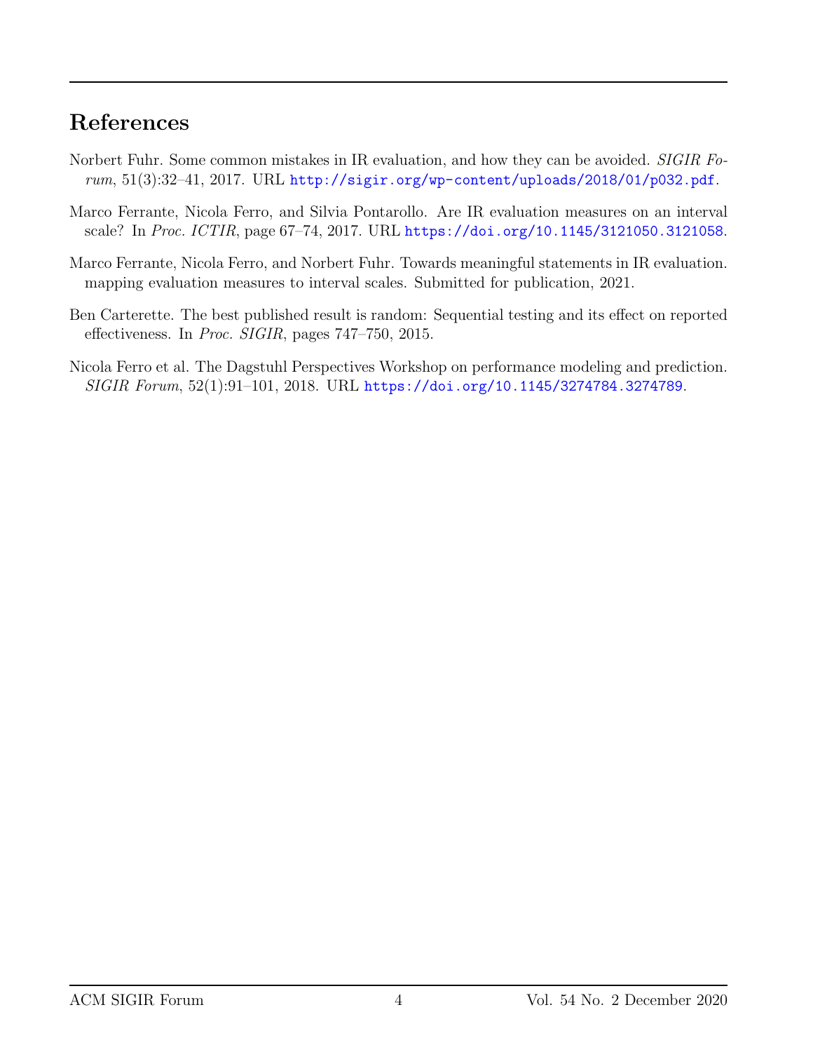## References

Norbert Fuhr. Some common mistakes in IR evaluation, and how they can be avoided. *SIGIR Forum*, 51(3):32–41, 2017. URL http://sigir.org/wp-content/uploads/2018/01/p032.pdf.

Marco Ferrante, Nicola Ferro, and Silvia Pontarollo. Are IR evaluation measures on an interval scale? In *Proc. ICTIR*, page 67–74, 2017. URL https://doi.org/10.1145/3121050.3121058.

Marco Ferrante, Nicola Ferro, and Norbert Fuhr. Towards meaningful statements in IR evaluation. mapping evaluation measures to interval scales. Submitted for publication, 2021.

Ben Carterette. The best published result is random: Sequential testing and its effect on reported effectiveness. In *Proc. SIGIR*, pages 747–750, 2015.

Nicola Ferro et al. The Dagstuhl Perspectives Workshop on performance modeling and prediction. *SIGIR Forum*, 52(1):91–101, 2018. URL https://doi.org/10.1145/3274784.3274789.